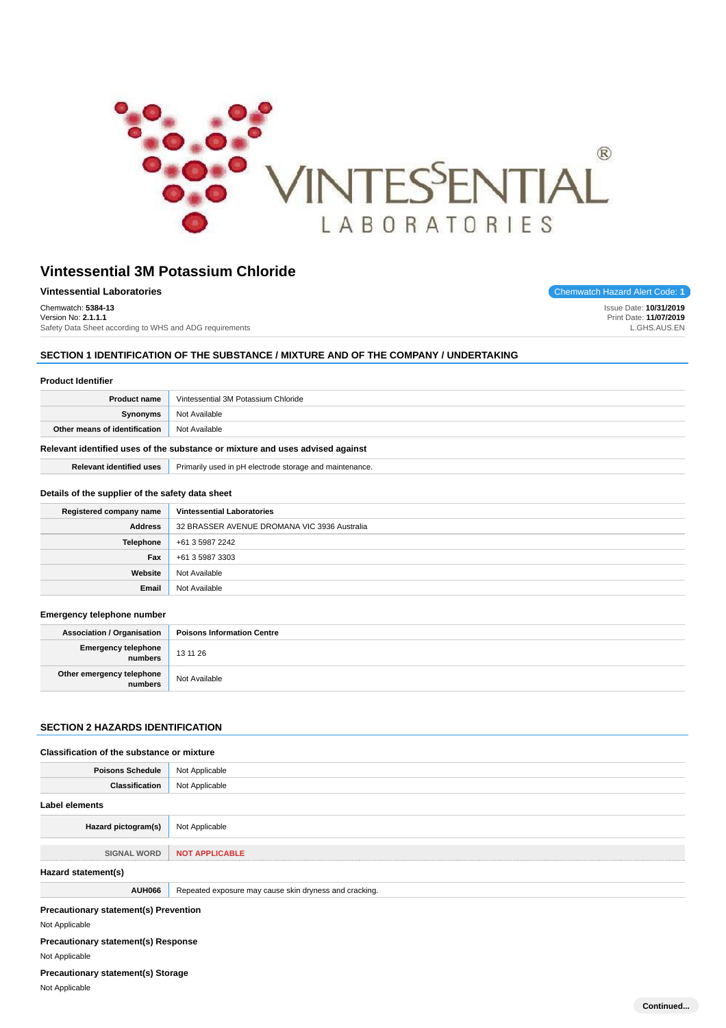# Vintessential 3M Potassium Chloride

**Vintessential Laboratories**

Chemwatch Hazard Alert Code: **1**

Chemwatch: **5384-13**
Version No: **2.1.1.1**
Safety Data Sheet according to WHS and ADG requirements

Issue Date: **10/31/2019**
Print Date: **11/07/2019**
L.GHS.AUS.EN

## SECTION 1 IDENTIFICATION OF THE SUBSTANCE / MIXTURE AND OF THE COMPANY / UNDERTAKING

### Product Identifier

| | |
|---|---|
| **Product name** | Vintessential 3M Potassium Chloride |
| **Synonyms** | Not Available |
| **Other means of identification** | Not Available |

### Relevant identified uses of the substance or mixture and uses advised against

| | |
|---|---|
| **Relevant identified uses** | Primarily used in pH electrode storage and maintenance. |

### Details of the supplier of the safety data sheet

| | |
|---|---|
| **Registered company name** | **Vintessential Laboratories** |
| **Address** | 32 BRASSER AVENUE DROMANA VIC 3936 Australia |
| **Telephone** | +61 3 5987 2242 |
| **Fax** | +61 3 5987 3303 |
| **Website** | Not Available |
| **Email** | Not Available |

### Emergency telephone number

| | |
|---|---|
| **Association / Organisation** | **Poisons Information Centre** |
| **Emergency telephone numbers** | 13 11 26 |
| **Other emergency telephone numbers** | Not Available |

## SECTION 2 HAZARDS IDENTIFICATION

### Classification of the substance or mixture

| | |
|---|---|
| **Poisons Schedule** | Not Applicable |
| **Classification** | Not Applicable |

### Label elements

| | |
|---|---|
| **Hazard pictogram(s)** | Not Applicable |
| **SIGNAL WORD** | **NOT APPLICABLE** |

### Hazard statement(s)

| | |
|---|---|
| **AUH066** | Repeated exposure may cause skin dryness and cracking. |

### Precautionary statement(s) Prevention

Not Applicable

### Precautionary statement(s) Response

Not Applicable

### Precautionary statement(s) Storage

Not Applicable

Continued...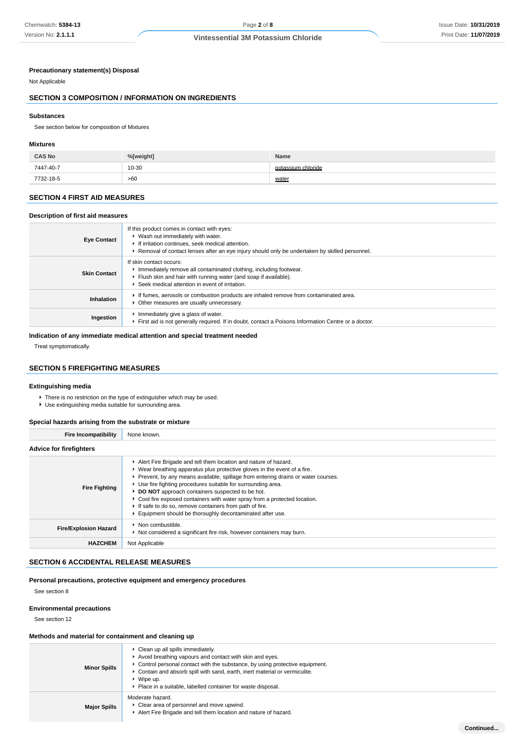### Precautionary statement(s) Disposal

Not Applicable

## SECTION 3 COMPOSITION / INFORMATION ON INGREDIENTS

### Substances

See section below for composition of Mixtures

### Mixtures

| CAS No | %[weight] | Name |
|---|---|---|
| 7447-40-7 | 10-30 | potassium chloride |
| 7732-18-5 | >60 | water |

## SECTION 4 FIRST AID MEASURES

### Description of first aid measures

| | |
|---|---|
| **Eye Contact** | If this product comes in contact with eyes:<br>▸ Wash out immediately with water.<br>▸ If irritation continues, seek medical attention.<br>▸ Removal of contact lenses after an eye injury should only be undertaken by skilled personnel. |
| **Skin Contact** | If skin contact occurs:<br>▸ Immediately remove all contaminated clothing, including footwear.<br>▸ Flush skin and hair with running water (and soap if available).<br>▸ Seek medical attention in event of irritation. |
| **Inhalation** | ▸ If fumes, aerosols or combustion products are inhaled remove from contaminated area.<br>▸ Other measures are usually unnecessary. |
| **Ingestion** | ▸ Immediately give a glass of water.<br>▸ First aid is not generally required. If in doubt, contact a Poisons Information Centre or a doctor. |

### Indication of any immediate medical attention and special treatment needed

Treat symptomatically.

## SECTION 5 FIREFIGHTING MEASURES

### Extinguishing media

- There is no restriction on the type of extinguisher which may be used.
- Use extinguishing media suitable for surrounding area.

### Special hazards arising from the substrate or mixture

| | |
|---|---|
| **Fire Incompatibility** | None known. |

### Advice for firefighters

| | |
|---|---|
| **Fire Fighting** | ▸ Alert Fire Brigade and tell them location and nature of hazard.<br>▸ Wear breathing apparatus plus protective gloves in the event of a fire.<br>▸ Prevent, by any means available, spillage from entering drains or water courses.<br>▸ Use fire fighting procedures suitable for surrounding area.<br>▸ **DO NOT** approach containers suspected to be hot.<br>▸ Cool fire exposed containers with water spray from a protected location.<br>▸ If safe to do so, remove containers from path of fire.<br>▸ Equipment should be thoroughly decontaminated after use. |
| **Fire/Explosion Hazard** | ▸ Non combustible.<br>▸ Not considered a significant fire risk, however containers may burn. |
| **HAZCHEM** | Not Applicable |

## SECTION 6 ACCIDENTAL RELEASE MEASURES

### Personal precautions, protective equipment and emergency procedures

See section 8

### Environmental precautions

See section 12

### Methods and material for containment and cleaning up

| | |
|---|---|
| **Minor Spills** | ▸ Clean up all spills immediately.<br>▸ Avoid breathing vapours and contact with skin and eyes.<br>▸ Control personal contact with the substance, by using protective equipment.<br>▸ Contain and absorb spill with sand, earth, inert material or vermiculite.<br>▸ Wipe up.<br>▸ Place in a suitable, labelled container for waste disposal. |
| **Major Spills** | Moderate hazard.<br>▸ Clear area of personnel and move upwind.<br>▸ Alert Fire Brigade and tell them location and nature of hazard. |

Continued...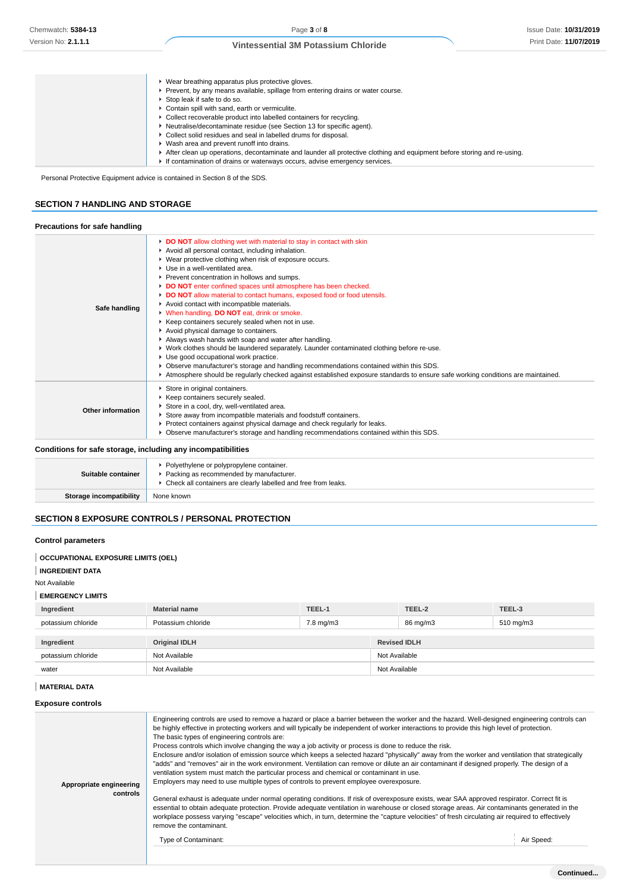| | |
|---|---|
| | - Wear breathing apparatus plus protective gloves.<br>- Prevent, by any means available, spillage from entering drains or water course.<br>- Stop leak if safe to do so.<br>- Contain spill with sand, earth or vermiculite.<br>- Collect recoverable product into labelled containers for recycling.<br>- Neutralise/decontaminate residue (see Section 13 for specific agent).<br>- Collect solid residues and seal in labelled drums for disposal.<br>- Wash area and prevent runoff into drains.<br>- After clean up operations, decontaminate and launder all protective clothing and equipment before storing and re-using.<br>- If contamination of drains or waterways occurs, advise emergency services. |

Personal Protective Equipment advice is contained in Section 8 of the SDS.

## SECTION 7 HANDLING AND STORAGE

### Precautions for safe handling

| | |
|---|---|
| **Safe handling** | - **DO NOT** allow clothing wet with material to stay in contact with skin<br>- Avoid all personal contact, including inhalation.<br>- Wear protective clothing when risk of exposure occurs.<br>- Use in a well-ventilated area.<br>- Prevent concentration in hollows and sumps.<br>- **DO NOT** enter confined spaces until atmosphere has been checked.<br>- **DO NOT** allow material to contact humans, exposed food or food utensils.<br>- Avoid contact with incompatible materials.<br>- When handling, **DO NOT** eat, drink or smoke.<br>- Keep containers securely sealed when not in use.<br>- Avoid physical damage to containers.<br>- Always wash hands with soap and water after handling.<br>- Work clothes should be laundered separately. Launder contaminated clothing before re-use.<br>- Use good occupational work practice.<br>- Observe manufacturer's storage and handling recommendations contained within this SDS.<br>- Atmosphere should be regularly checked against established exposure standards to ensure safe working conditions are maintained. |
| **Other information** | - Store in original containers.<br>- Keep containers securely sealed.<br>- Store in a cool, dry, well-ventilated area.<br>- Store away from incompatible materials and foodstuff containers.<br>- Protect containers against physical damage and check regularly for leaks.<br>- Observe manufacturer's storage and handling recommendations contained within this SDS. |

### Conditions for safe storage, including any incompatibilities

| | |
|---|---|
| **Suitable container** | - Polyethylene or polypropylene container.<br>- Packing as recommended by manufacturer.<br>- Check all containers are clearly labelled and free from leaks. |
| **Storage incompatibility** | None known |

## SECTION 8 EXPOSURE CONTROLS / PERSONAL PROTECTION

### Control parameters

**OCCUPATIONAL EXPOSURE LIMITS (OEL)**

**INGREDIENT DATA**

Not Available

**EMERGENCY LIMITS**

| Ingredient | Material name | TEEL-1 | TEEL-2 | TEEL-3 |
|---|---|---|---|---|
| potassium chloride | Potassium chloride | 7.8 mg/m3 | 86 mg/m3 | 510 mg/m3 |

| Ingredient | Original IDLH | Revised IDLH |
|---|---|---|
| potassium chloride | Not Available | Not Available |
| water | Not Available | Not Available |

**MATERIAL DATA**

### Exposure controls

| | |
|---|---|
| **Appropriate engineering controls** | Engineering controls are used to remove a hazard or place a barrier between the worker and the hazard. Well-designed engineering controls can be highly effective in protecting workers and will typically be independent of worker interactions to provide this high level of protection.<br>The basic types of engineering controls are:<br>Process controls which involve changing the way a job activity or process is done to reduce the risk.<br>Enclosure and/or isolation of emission source which keeps a selected hazard "physically" away from the worker and ventilation that strategically "adds" and "removes" air in the work environment. Ventilation can remove or dilute an air contaminant if designed properly. The design of a ventilation system must match the particular process and chemical or contaminant in use.<br>Employers may need to use multiple types of controls to prevent employee overexposure.<br><br>General exhaust is adequate under normal operating conditions. If risk of overexposure exists, wear SAA approved respirator. Correct fit is essential to obtain adequate protection. Provide adequate ventilation in warehouse or closed storage areas. Air contaminants generated in the workplace possess varying "escape" velocities which, in turn, determine the "capture velocities" of fresh circulating air required to effectively remove the contaminant.<br><br>Type of Contaminant: / Air Speed: |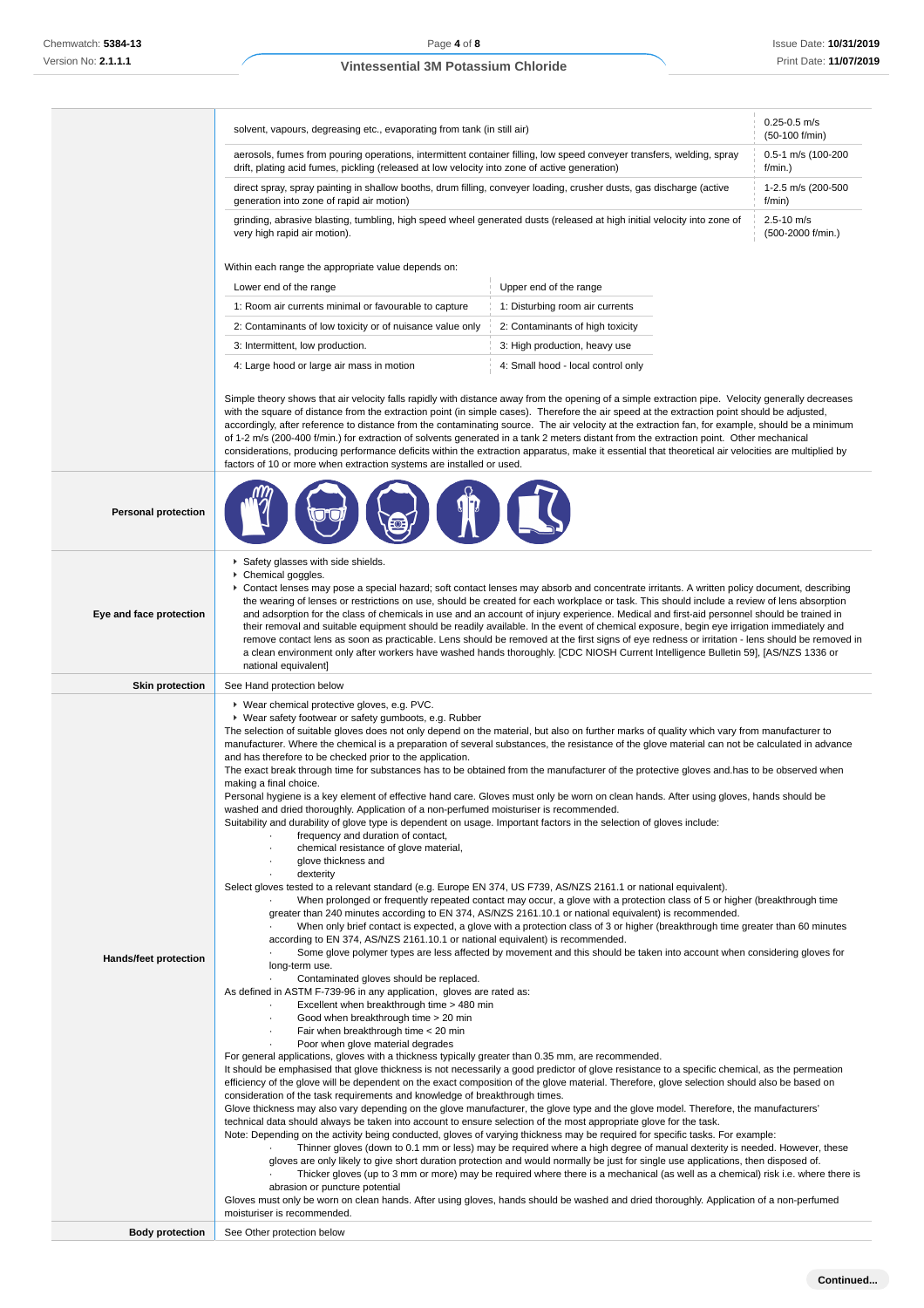| | | |
|---|---|---|
| | solvent, vapours, degreasing etc., evaporating from tank (in still air) | 0.25-0.5 m/s (50-100 f/min) |
| | aerosols, fumes from pouring operations, intermittent container filling, low speed conveyer transfers, welding, spray drift, plating acid fumes, pickling (released at low velocity into zone of active generation) | 0.5-1 m/s (100-200 f/min.) |
| | direct spray, spray painting in shallow booths, drum filling, conveyer loading, crusher dusts, gas discharge (active generation into zone of rapid air motion) | 1-2.5 m/s (200-500 f/min) |
| | grinding, abrasive blasting, tumbling, high speed wheel generated dusts (released at high initial velocity into zone of very high rapid air motion). | 2.5-10 m/s (500-2000 f/min.) |

Within each range the appropriate value depends on:

| Lower end of the range | Upper end of the range |
|---|---|
| 1: Room air currents minimal or favourable to capture | 1: Disturbing room air currents |
| 2: Contaminants of low toxicity or of nuisance value only | 2: Contaminants of high toxicity |
| 3: Intermittent, low production. | 3: High production, heavy use |
| 4: Large hood or large air mass in motion | 4: Small hood - local control only |

Simple theory shows that air velocity falls rapidly with distance away from the opening of a simple extraction pipe. Velocity generally decreases with the square of distance from the extraction point (in simple cases). Therefore the air speed at the extraction point should be adjusted, accordingly, after reference to distance from the contaminating source. The air velocity at the extraction fan, for example, should be a minimum of 1-2 m/s (200-400 f/min.) for extraction of solvents generated in a tank 2 meters distant from the extraction point. Other mechanical considerations, producing performance deficits within the extraction apparatus, make it essential that theoretical air velocities are multiplied by factors of 10 or more when extraction systems are installed or used.

**Personal protection**

**Eye and face protection**

- Safety glasses with side shields.
- Chemical goggles.
- Contact lenses may pose a special hazard; soft contact lenses may absorb and concentrate irritants. A written policy document, describing the wearing of lenses or restrictions on use, should be created for each workplace or task. This should include a review of lens absorption and adsorption for the class of chemicals in use and an account of injury experience. Medical and first-aid personnel should be trained in their removal and suitable equipment should be readily available. In the event of chemical exposure, begin eye irrigation immediately and remove contact lens as soon as practicable. Lens should be removed at the first signs of eye redness or irritation - lens should be removed in a clean environment only after workers have washed hands thoroughly. [CDC NIOSH Current Intelligence Bulletin 59], [AS/NZS 1336 or national equivalent]

**Skin protection**

See Hand protection below

**Hands/feet protection**

- Wear chemical protective gloves, e.g. PVC.
- Wear safety footwear or safety gumboots, e.g. Rubber

The selection of suitable gloves does not only depend on the material, but also on further marks of quality which vary from manufacturer to manufacturer. Where the chemical is a preparation of several substances, the resistance of the glove material can not be calculated in advance and has therefore to be checked prior to the application.
The exact break through time for substances has to be obtained from the manufacturer of the protective gloves and.has to be observed when making a final choice.
Personal hygiene is a key element of effective hand care. Gloves must only be worn on clean hands. After using gloves, hands should be washed and dried thoroughly. Application of a non-perfumed moisturiser is recommended.
Suitability and durability of glove type is dependent on usage. Important factors in the selection of gloves include:

- frequency and duration of contact,
- chemical resistance of glove material,
- glove thickness and
- dexterity

Select gloves tested to a relevant standard (e.g. Europe EN 374, US F739, AS/NZS 2161.1 or national equivalent).

- When prolonged or frequently repeated contact may occur, a glove with a protection class of 5 or higher (breakthrough time greater than 240 minutes according to EN 374, AS/NZS 2161.10.1 or national equivalent) is recommended.
- When only brief contact is expected, a glove with a protection class of 3 or higher (breakthrough time greater than 60 minutes according to EN 374, AS/NZS 2161.10.1 or national equivalent) is recommended.
- Some glove polymer types are less affected by movement and this should be taken into account when considering gloves for long-term use.
- Contaminated gloves should be replaced.

As defined in ASTM F-739-96 in any application, gloves are rated as:

- Excellent when breakthrough time > 480 min
- Good when breakthrough time > 20 min
- Fair when breakthrough time < 20 min
- Poor when glove material degrades

For general applications, gloves with a thickness typically greater than 0.35 mm, are recommended.
It should be emphasised that glove thickness is not necessarily a good predictor of glove resistance to a specific chemical, as the permeation efficiency of the glove will be dependent on the exact composition of the glove material. Therefore, glove selection should also be based on consideration of the task requirements and knowledge of breakthrough times.
Glove thickness may also vary depending on the glove manufacturer, the glove type and the glove model. Therefore, the manufacturers' technical data should always be taken into account to ensure selection of the most appropriate glove for the task.
Note: Depending on the activity being conducted, gloves of varying thickness may be required for specific tasks. For example:

- Thinner gloves (down to 0.1 mm or less) may be required where a high degree of manual dexterity is needed. However, these gloves are only likely to give short duration protection and would normally be just for single use applications, then disposed of.
- Thicker gloves (up to 3 mm or more) may be required where there is a mechanical (as well as a chemical) risk i.e. where there is abrasion or puncture potential

Gloves must only be worn on clean hands. After using gloves, hands should be washed and dried thoroughly. Application of a non-perfumed moisturiser is recommended.

**Body protection**

See Other protection below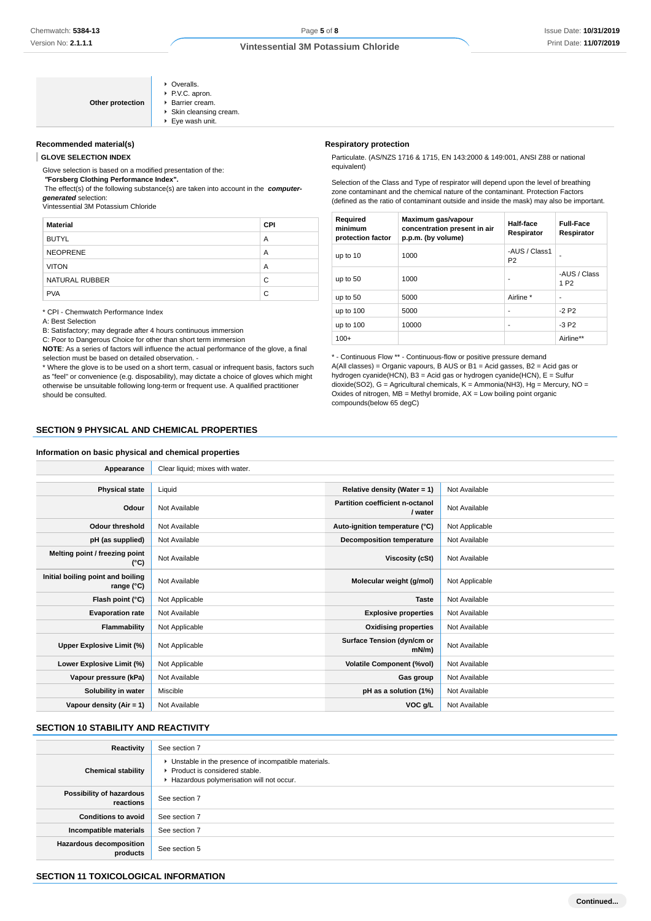| | |
|---|---|
| **Other protection** | - Overalls.<br>- P.V.C. apron.<br>- Barrier cream.<br>- Skin cleansing cream.<br>- Eye wash unit. |

### Recommended material(s)

**GLOVE SELECTION INDEX**

Glove selection is based on a modified presentation of the:
***"Forsberg Clothing Performance Index".***
The effect(s) of the following substance(s) are taken into account in the ***computer-generated*** selection:
Vintessential 3M Potassium Chloride

| Material | CPI |
|---|---|
| BUTYL | A |
| NEOPRENE | A |
| VITON | A |
| NATURAL RUBBER | C |
| PVA | C |

* CPI - Chemwatch Performance Index
A: Best Selection
B: Satisfactory; may degrade after 4 hours continuous immersion
C: Poor to Dangerous Choice for other than short term immersion
**NOTE**: As a series of factors will influence the actual performance of the glove, a final selection must be based on detailed observation. -
* Where the glove is to be used on a short term, casual or infrequent basis, factors such as "feel" or convenience (e.g. disposability), may dictate a choice of gloves which might otherwise be unsuitable following long-term or frequent use. A qualified practitioner should be consulted.

### Respiratory protection

Particulate. (AS/NZS 1716 & 1715, EN 143:2000 & 149:001, ANSI Z88 or national equivalent)

Selection of the Class and Type of respirator will depend upon the level of breathing zone contaminant and the chemical nature of the contaminant. Protection Factors (defined as the ratio of contaminant outside and inside the mask) may also be important.

| Required minimum protection factor | Maximum gas/vapour concentration present in air p.p.m. (by volume) | Half-face Respirator | Full-Face Respirator |
|---|---|---|---|
| up to 10 | 1000 | -AUS / Class1 P2 | - |
| up to 50 | 1000 | - | -AUS / Class 1 P2 |
| up to 50 | 5000 | Airline * | - |
| up to 100 | 5000 | - | -2 P2 |
| up to 100 | 10000 | - | -3 P2 |
| 100+ | | | Airline** |

* - Continuous Flow ** - Continuous-flow or positive pressure demand
A(All classes) = Organic vapours, B AUS or B1 = Acid gasses, B2 = Acid gas or hydrogen cyanide(HCN), B3 = Acid gas or hydrogen cyanide(HCN), E = Sulfur dioxide(SO2), G = Agricultural chemicals, K = Ammonia(NH3), Hg = Mercury, NO = Oxides of nitrogen, MB = Methyl bromide, AX = Low boiling point organic compounds(below 65 degC)

## SECTION 9 PHYSICAL AND CHEMICAL PROPERTIES

### Information on basic physical and chemical properties

| | | | |
|---|---|---|---|
| **Appearance** | Clear liquid; mixes with water. | | |
| **Physical state** | Liquid | **Relative density (Water = 1)** | Not Available |
| **Odour** | Not Available | **Partition coefficient n-octanol / water** | Not Available |
| **Odour threshold** | Not Available | **Auto-ignition temperature (°C)** | Not Applicable |
| **pH (as supplied)** | Not Available | **Decomposition temperature** | Not Available |
| **Melting point / freezing point (°C)** | Not Available | **Viscosity (cSt)** | Not Available |
| **Initial boiling point and boiling range (°C)** | Not Available | **Molecular weight (g/mol)** | Not Applicable |
| **Flash point (°C)** | Not Applicable | **Taste** | Not Available |
| **Evaporation rate** | Not Available | **Explosive properties** | Not Available |
| **Flammability** | Not Applicable | **Oxidising properties** | Not Available |
| **Upper Explosive Limit (%)** | Not Applicable | **Surface Tension (dyn/cm or mN/m)** | Not Available |
| **Lower Explosive Limit (%)** | Not Applicable | **Volatile Component (%vol)** | Not Available |
| **Vapour pressure (kPa)** | Not Available | **Gas group** | Not Available |
| **Solubility in water** | Miscible | **pH as a solution (1%)** | Not Available |
| **Vapour density (Air = 1)** | Not Available | **VOC g/L** | Not Available |

## SECTION 10 STABILITY AND REACTIVITY

| | |
|---|---|
| **Reactivity** | See section 7 |
| **Chemical stability** | - Unstable in the presence of incompatible materials.<br>- Product is considered stable.<br>- Hazardous polymerisation will not occur. |
| **Possibility of hazardous reactions** | See section 7 |
| **Conditions to avoid** | See section 7 |
| **Incompatible materials** | See section 7 |
| **Hazardous decomposition products** | See section 5 |

## SECTION 11 TOXICOLOGICAL INFORMATION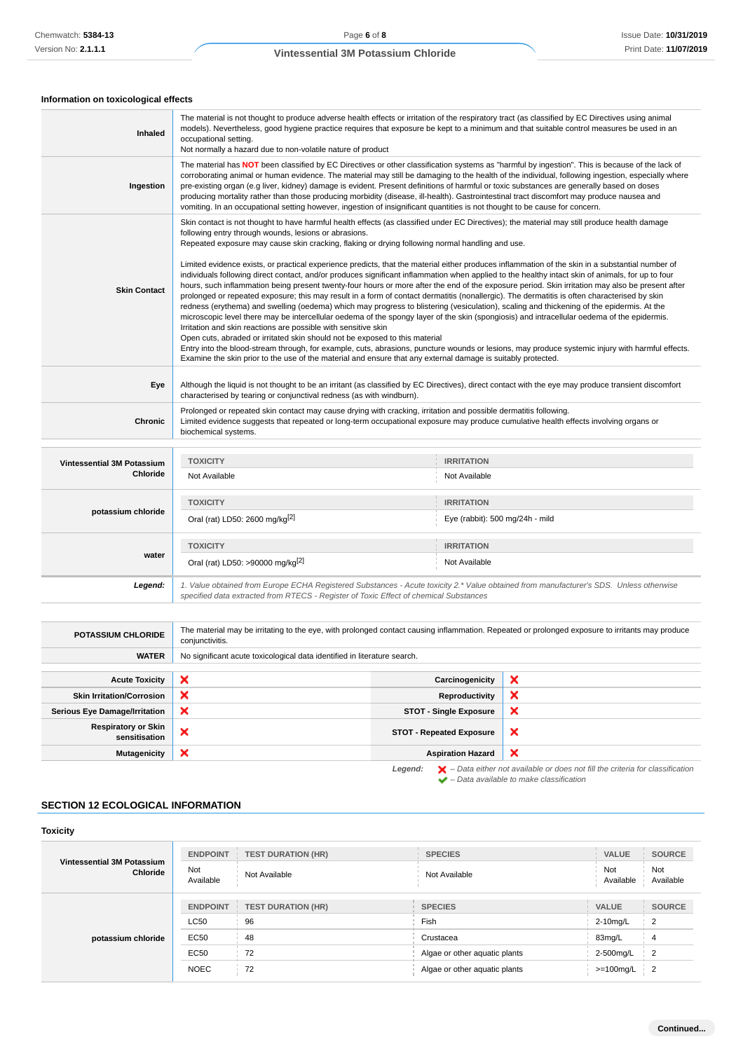### Information on toxicological effects

| | |
|---|---|
| **Inhaled** | The material is not thought to produce adverse health effects or irritation of the respiratory tract (as classified by EC Directives using animal models). Nevertheless, good hygiene practice requires that exposure be kept to a minimum and that suitable control measures be used in an occupational setting.<br>Not normally a hazard due to non-volatile nature of product |
| **Ingestion** | The material has **NOT** been classified by EC Directives or other classification systems as "harmful by ingestion". This is because of the lack of corroborating animal or human evidence. The material may still be damaging to the health of the individual, following ingestion, especially where pre-existing organ (e.g liver, kidney) damage is evident. Present definitions of harmful or toxic substances are generally based on doses producing mortality rather than those producing morbidity (disease, ill-health). Gastrointestinal tract discomfort may produce nausea and vomiting. In an occupational setting however, ingestion of insignificant quantities is not thought to be cause for concern. |
| **Skin Contact** | Skin contact is not thought to have harmful health effects (as classified under EC Directives); the material may still produce health damage following entry through wounds, lesions or abrasions.<br>Repeated exposure may cause skin cracking, flaking or drying following normal handling and use.<br><br>Limited evidence exists, or practical experience predicts, that the material either produces inflammation of the skin in a substantial number of individuals following direct contact, and/or produces significant inflammation when applied to the healthy intact skin of animals, for up to four hours, such inflammation being present twenty-four hours or more after the end of the exposure period. Skin irritation may also be present after prolonged or repeated exposure; this may result in a form of contact dermatitis (nonallergic). The dermatitis is often characterised by skin redness (erythema) and swelling (oedema) which may progress to blistering (vesiculation), scaling and thickening of the epidermis. At the microscopic level there may be intercellular oedema of the spongy layer of the skin (spongiosis) and intracellular oedema of the epidermis.<br>Irritation and skin reactions are possible with sensitive skin<br>Open cuts, abraded or irritated skin should not be exposed to this material<br>Entry into the blood-stream through, for example, cuts, abrasions, puncture wounds or lesions, may produce systemic injury with harmful effects. Examine the skin prior to the use of the material and ensure that any external damage is suitably protected. |
| **Eye** | Although the liquid is not thought to be an irritant (as classified by EC Directives), direct contact with the eye may produce transient discomfort characterised by tearing or conjunctival redness (as with windburn). |
| **Chronic** | Prolonged or repeated skin contact may cause drying with cracking, irritation and possible dermatitis following.<br>Limited evidence suggests that repeated or long-term occupational exposure may produce cumulative health effects involving organs or biochemical systems. |

| | TOXICITY | IRRITATION |
|---|---|---|
| **Vintessential 3M Potassium Chloride** | Not Available | Not Available |
| **potassium chloride** | Oral (rat) LD50: 2600 mg/kg[2] | Eye (rabbit): 500 mg/24h - mild |
| **water** | Oral (rat) LD50: >90000 mg/kg[2] | Not Available |

***Legend:*** *1. Value obtained from Europe ECHA Registered Substances - Acute toxicity 2.\* Value obtained from manufacturer's SDS. Unless otherwise specified data extracted from RTECS - Register of Toxic Effect of chemical Substances*

| | |
|---|---|
| **POTASSIUM CHLORIDE** | The material may be irritating to the eye, with prolonged contact causing inflammation. Repeated or prolonged exposure to irritants may produce conjunctivitis. |
| **WATER** | No significant acute toxicological data identified in literature search. |

| | | | |
|---|---|---|---|
| **Acute Toxicity** | ❌ | **Carcinogenicity** | ❌ |
| **Skin Irritation/Corrosion** | ❌ | **Reproductivity** | ❌ |
| **Serious Eye Damage/Irritation** | ❌ | **STOT - Single Exposure** | ❌ |
| **Respiratory or Skin sensitisation** | ❌ | **STOT - Repeated Exposure** | ❌ |
| **Mutagenicity** | ❌ | **Aspiration Hazard** | ❌ |

***Legend:*** ❌ *– Data either not available or does not fill the criteria for classification*
✔ *– Data available to make classification*

## SECTION 12 ECOLOGICAL INFORMATION

### Toxicity

| | ENDPOINT | TEST DURATION (HR) | SPECIES | VALUE | SOURCE |
|---|---|---|---|---|---|
| **Vintessential 3M Potassium Chloride** | Not Available | Not Available | Not Available | Not Available | Not Available |

| | ENDPOINT | TEST DURATION (HR) | SPECIES | VALUE | SOURCE |
|---|---|---|---|---|---|
| **potassium chloride** | LC50 | 96 | Fish | 2-10mg/L | 2 |
| | EC50 | 48 | Crustacea | 83mg/L | 4 |
| | EC50 | 72 | Algae or other aquatic plants | 2-500mg/L | 2 |
| | NOEC | 72 | Algae or other aquatic plants | >=100mg/L | 2 |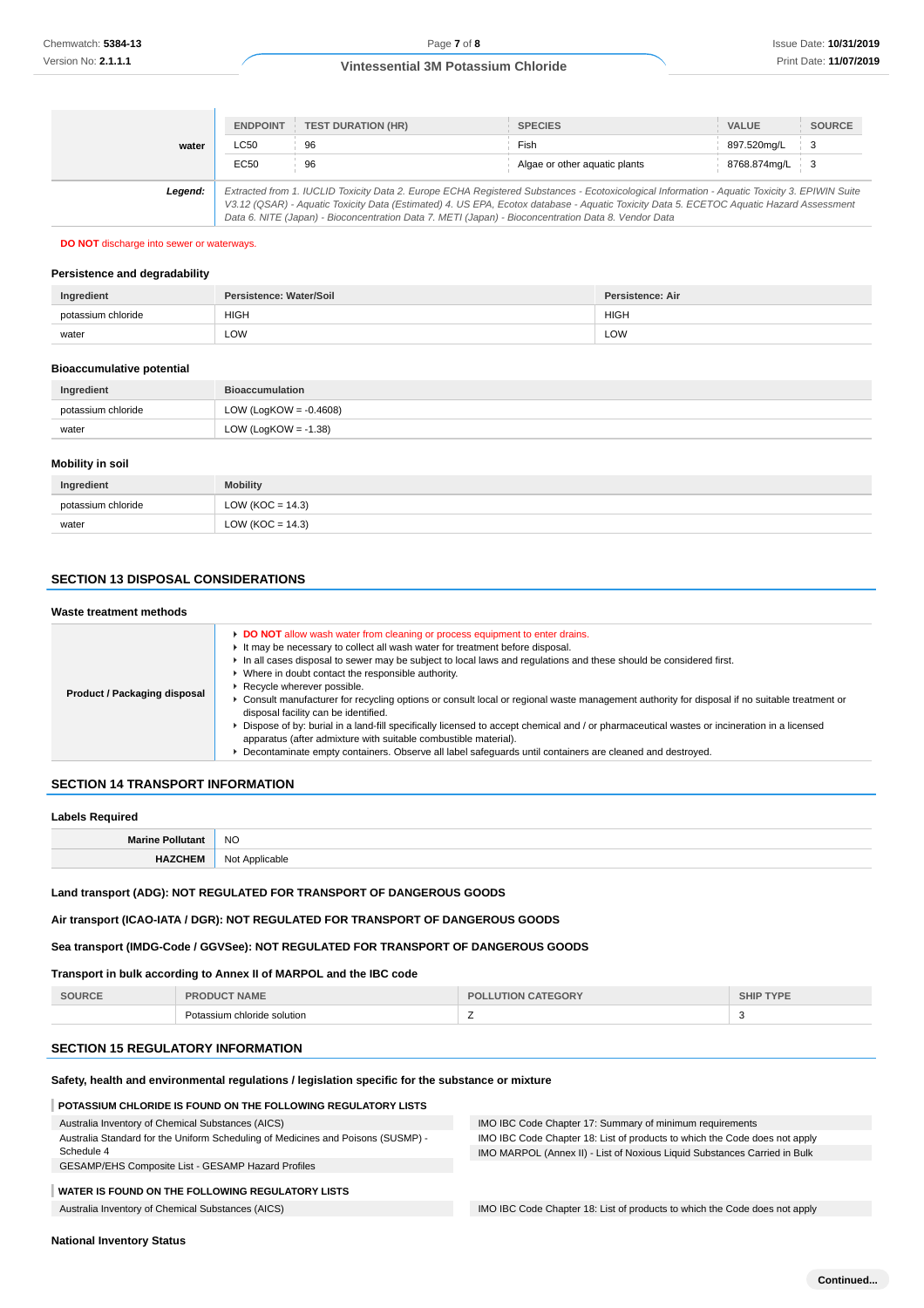| | ENDPOINT | TEST DURATION (HR) | SPECIES | VALUE | SOURCE |
|---|---|---|---|---|---|
| **water** | LC50 | 96 | Fish | 897.520mg/L | 3 |
| | EC50 | 96 | Algae or other aquatic plants | 8768.874mg/L | 3 |
| ***Legend:*** | *Extracted from 1. IUCLID Toxicity Data 2. Europe ECHA Registered Substances - Ecotoxicological Information - Aquatic Toxicity 3. EPIWIN Suite V3.12 (QSAR) - Aquatic Toxicity Data (Estimated) 4. US EPA, Ecotox database - Aquatic Toxicity Data 5. ECETOC Aquatic Hazard Assessment Data 6. NITE (Japan) - Bioconcentration Data 7. METI (Japan) - Bioconcentration Data 8. Vendor Data* | | | | |

**DO NOT** discharge into sewer or waterways.

### Persistence and degradability

| Ingredient | Persistence: Water/Soil | Persistence: Air |
|---|---|---|
| potassium chloride | HIGH | HIGH |
| water | LOW | LOW |

### Bioaccumulative potential

| Ingredient | Bioaccumulation |
|---|---|
| potassium chloride | LOW (LogKOW = -0.4608) |
| water | LOW (LogKOW = -1.38) |

### Mobility in soil

| Ingredient | Mobility |
|---|---|
| potassium chloride | LOW (KOC = 14.3) |
| water | LOW (KOC = 14.3) |

## SECTION 13 DISPOSAL CONSIDERATIONS

### Waste treatment methods

**Product / Packaging disposal**

- **DO NOT** allow wash water from cleaning or process equipment to enter drains.
- It may be necessary to collect all wash water for treatment before disposal.
- In all cases disposal to sewer may be subject to local laws and regulations and these should be considered first.
- Where in doubt contact the responsible authority.
- Recycle wherever possible.
- Consult manufacturer for recycling options or consult local or regional waste management authority for disposal if no suitable treatment or disposal facility can be identified.
- Dispose of by: burial in a land-fill specifically licensed to accept chemical and / or pharmaceutical wastes or incineration in a licensed apparatus (after admixture with suitable combustible material).
- Decontaminate empty containers. Observe all label safeguards until containers are cleaned and destroyed.

## SECTION 14 TRANSPORT INFORMATION

### Labels Required

| | |
|---|---|
| **Marine Pollutant** | NO |
| **HAZCHEM** | Not Applicable |

**Land transport (ADG): NOT REGULATED FOR TRANSPORT OF DANGEROUS GOODS**

**Air transport (ICAO-IATA / DGR): NOT REGULATED FOR TRANSPORT OF DANGEROUS GOODS**

**Sea transport (IMDG-Code / GGVSee): NOT REGULATED FOR TRANSPORT OF DANGEROUS GOODS**

### Transport in bulk according to Annex II of MARPOL and the IBC code

| SOURCE | PRODUCT NAME | POLLUTION CATEGORY | SHIP TYPE |
|---|---|---|---|
| | Potassium chloride solution | Z | 3 |

## SECTION 15 REGULATORY INFORMATION

### Safety, health and environmental regulations / legislation specific for the substance or mixture

**POTASSIUM CHLORIDE IS FOUND ON THE FOLLOWING REGULATORY LISTS**

| | |
|---|---|
| Australia Inventory of Chemical Substances (AICS) | IMO IBC Code Chapter 17: Summary of minimum requirements |
| Australia Standard for the Uniform Scheduling of Medicines and Poisons (SUSMP) - Schedule 4 | IMO IBC Code Chapter 18: List of products to which the Code does not apply |
| GESAMP/EHS Composite List - GESAMP Hazard Profiles | IMO MARPOL (Annex II) - List of Noxious Liquid Substances Carried in Bulk |

**WATER IS FOUND ON THE FOLLOWING REGULATORY LISTS**

| | |
|---|---|
| Australia Inventory of Chemical Substances (AICS) | IMO IBC Code Chapter 18: List of products to which the Code does not apply |

### National Inventory Status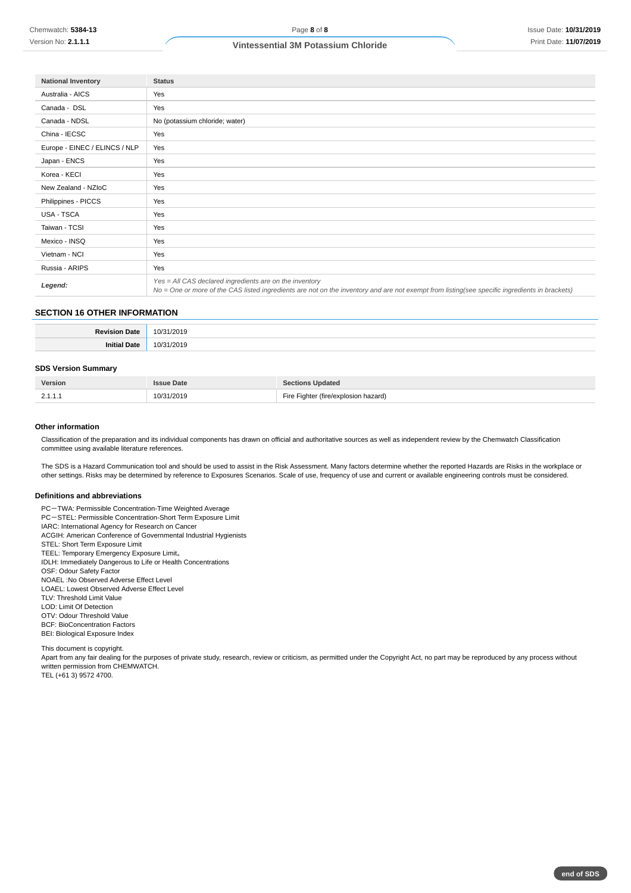| National Inventory | Status |
| --- | --- |
| Australia - AICS | Yes |
| Canada - DSL | Yes |
| Canada - NDSL | No (potassium chloride; water) |
| China - IECSC | Yes |
| Europe - EINEC / ELINCS / NLP | Yes |
| Japan - ENCS | Yes |
| Korea - KECI | Yes |
| New Zealand - NZIoC | Yes |
| Philippines - PICCS | Yes |
| USA - TSCA | Yes |
| Taiwan - TCSI | Yes |
| Mexico - INSQ | Yes |
| Vietnam - NCI | Yes |
| Russia - ARIPS | Yes |
| ***Legend:*** | *Yes = All CAS declared ingredients are on the inventory*<br>*No = One or more of the CAS listed ingredients are not on the inventory and are not exempt from listing(see specific ingredients in brackets)* |

## SECTION 16 OTHER INFORMATION

| | |
| --- | --- |
| **Revision Date** | 10/31/2019 |
| **Initial Date** | 10/31/2019 |

### SDS Version Summary

| Version | Issue Date | Sections Updated |
| --- | --- | --- |
| 2.1.1.1 | 10/31/2019 | Fire Fighter (fire/explosion hazard) |

### Other information

Classification of the preparation and its individual components has drawn on official and authoritative sources as well as independent review by the Chemwatch Classification committee using available literature references.

The SDS is a Hazard Communication tool and should be used to assist in the Risk Assessment. Many factors determine whether the reported Hazards are Risks in the workplace or other settings. Risks may be determined by reference to Exposures Scenarios. Scale of use, frequency of use and current or available engineering controls must be considered.

### Definitions and abbreviations

PC－TWA: Permissible Concentration-Time Weighted Average
PC－STEL: Permissible Concentration-Short Term Exposure Limit
IARC: International Agency for Research on Cancer
ACGIH: American Conference of Governmental Industrial Hygienists
STEL: Short Term Exposure Limit
TEEL: Temporary Emergency Exposure Limit。
IDLH: Immediately Dangerous to Life or Health Concentrations
OSF: Odour Safety Factor
NOAEL :No Observed Adverse Effect Level
LOAEL: Lowest Observed Adverse Effect Level
TLV: Threshold Limit Value
LOD: Limit Of Detection
OTV: Odour Threshold Value
BCF: BioConcentration Factors
BEI: Biological Exposure Index

This document is copyright.
Apart from any fair dealing for the purposes of private study, research, review or criticism, as permitted under the Copyright Act, no part may be reproduced by any process without written permission from CHEMWATCH.
TEL (+61 3) 9572 4700.

end of SDS